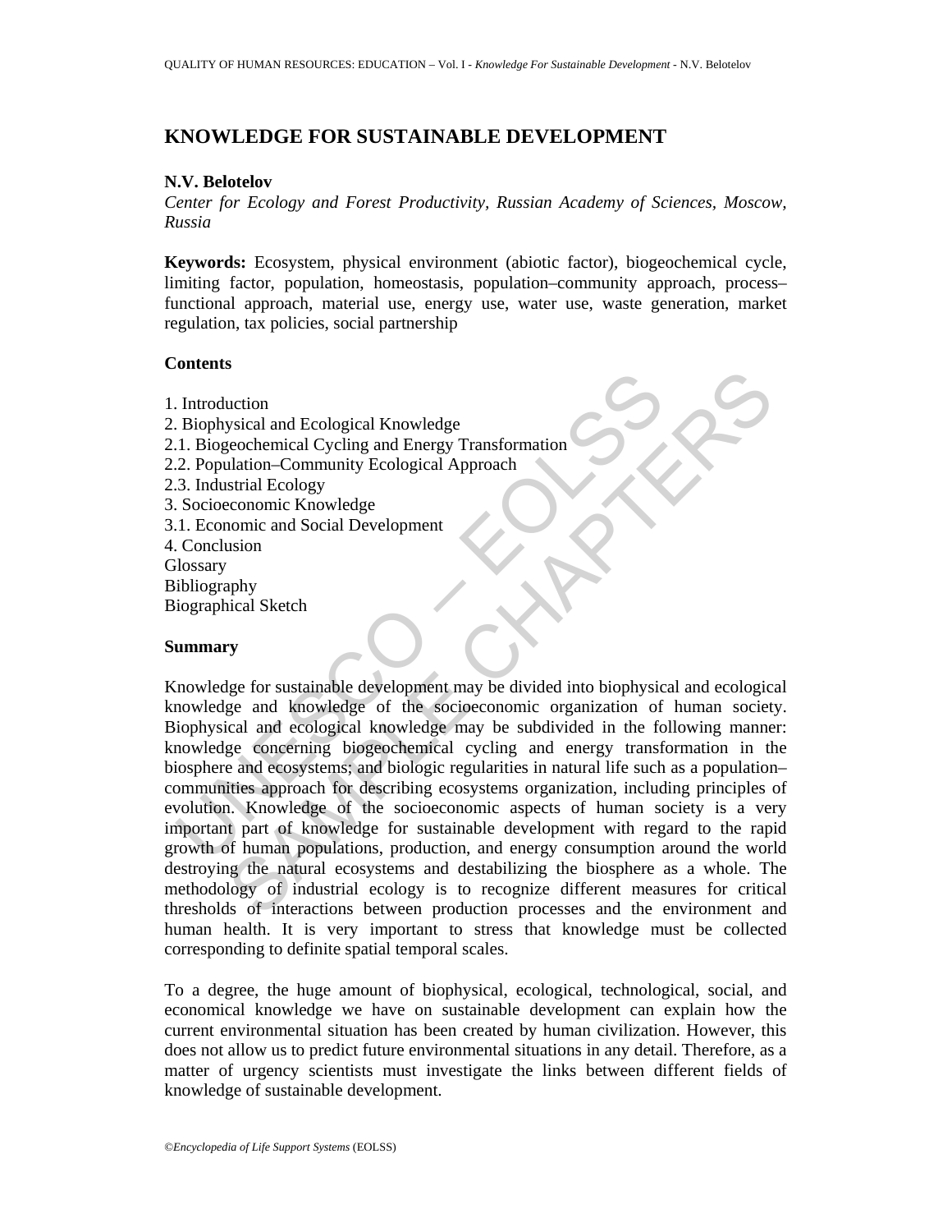# KNOWLEDGE FOR SUSTAINABLE DEVELOPMENT

**N.V. Belotelov**

*Center for Ecology and Forest Productivity, Russian Academy of Sciences, Moscow, Russia*

**Keywords:** Ecosystem, physical environment (abiotic factor), biogeochemical cycle, limiting factor, population, homeostasis, population–community approach, process–functional approach, material use, energy use, water use, waste generation, market regulation, tax policies, social partnership

## Contents

1. Introduction
2. Biophysical and Ecological Knowledge
2.1. Biogeochemical Cycling and Energy Transformation
2.2. Population–Community Ecological Approach
2.3. Industrial Ecology
3. Socioeconomic Knowledge
3.1. Economic and Social Development
4. Conclusion

Glossary

Bibliography

Biographical Sketch

## Summary

Knowledge for sustainable development may be divided into biophysical and ecological knowledge and knowledge of the socioeconomic organization of human society. Biophysical and ecological knowledge may be subdivided in the following manner: knowledge concerning biogeochemical cycling and energy transformation in the biosphere and ecosystems; and biologic regularities in natural life such as a population–communities approach for describing ecosystems organization, including principles of evolution. Knowledge of the socioeconomic aspects of human society is a very important part of knowledge for sustainable development with regard to the rapid growth of human populations, production, and energy consumption around the world destroying the natural ecosystems and destabilizing the biosphere as a whole. The methodology of industrial ecology is to recognize different measures for critical thresholds of interactions between production processes and the environment and human health. It is very important to stress that knowledge must be collected corresponding to definite spatial temporal scales.

To a degree, the huge amount of biophysical, ecological, technological, social, and economical knowledge we have on sustainable development can explain how the current environmental situation has been created by human civilization. However, this does not allow us to predict future environmental situations in any detail. Therefore, as a matter of urgency scientists must investigate the links between different fields of knowledge of sustainable development.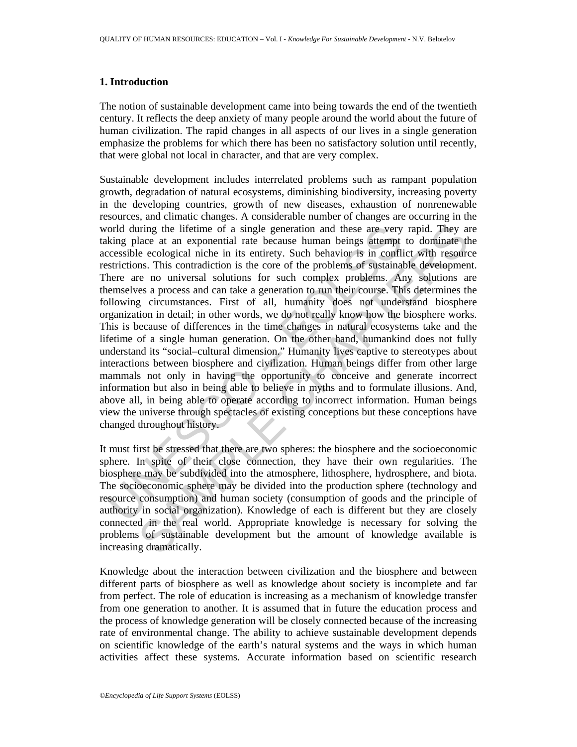## 1. Introduction

The notion of sustainable development came into being towards the end of the twentieth century. It reflects the deep anxiety of many people around the world about the future of human civilization. The rapid changes in all aspects of our lives in a single generation emphasize the problems for which there has been no satisfactory solution until recently, that were global not local in character, and that are very complex.

Sustainable development includes interrelated problems such as rampant population growth, degradation of natural ecosystems, diminishing biodiversity, increasing poverty in the developing countries, growth of new diseases, exhaustion of nonrenewable resources, and climatic changes. A considerable number of changes are occurring in the world during the lifetime of a single generation and these are very rapid. They are taking place at an exponential rate because human beings attempt to dominate the accessible ecological niche in its entirety. Such behavior is in conflict with resource restrictions. This contradiction is the core of the problems of sustainable development. There are no universal solutions for such complex problems. Any solutions are themselves a process and can take a generation to run their course. This determines the following circumstances. First of all, humanity does not understand biosphere organization in detail; in other words, we do not really know how the biosphere works. This is because of differences in the time changes in natural ecosystems take and the lifetime of a single human generation. On the other hand, humankind does not fully understand its "social–cultural dimension." Humanity lives captive to stereotypes about interactions between biosphere and civilization. Human beings differ from other large mammals not only in having the opportunity to conceive and generate incorrect information but also in being able to believe in myths and to formulate illusions. And, above all, in being able to operate according to incorrect information. Human beings view the universe through spectacles of existing conceptions but these conceptions have changed throughout history.

It must first be stressed that there are two spheres: the biosphere and the socioeconomic sphere. In spite of their close connection, they have their own regularities. The biosphere may be subdivided into the atmosphere, lithosphere, hydrosphere, and biota. The socioeconomic sphere may be divided into the production sphere (technology and resource consumption) and human society (consumption of goods and the principle of authority in social organization). Knowledge of each is different but they are closely connected in the real world. Appropriate knowledge is necessary for solving the problems of sustainable development but the amount of knowledge available is increasing dramatically.

Knowledge about the interaction between civilization and the biosphere and between different parts of biosphere as well as knowledge about society is incomplete and far from perfect. The role of education is increasing as a mechanism of knowledge transfer from one generation to another. It is assumed that in future the education process and the process of knowledge generation will be closely connected because of the increasing rate of environmental change. The ability to achieve sustainable development depends on scientific knowledge of the earth's natural systems and the ways in which human activities affect these systems. Accurate information based on scientific research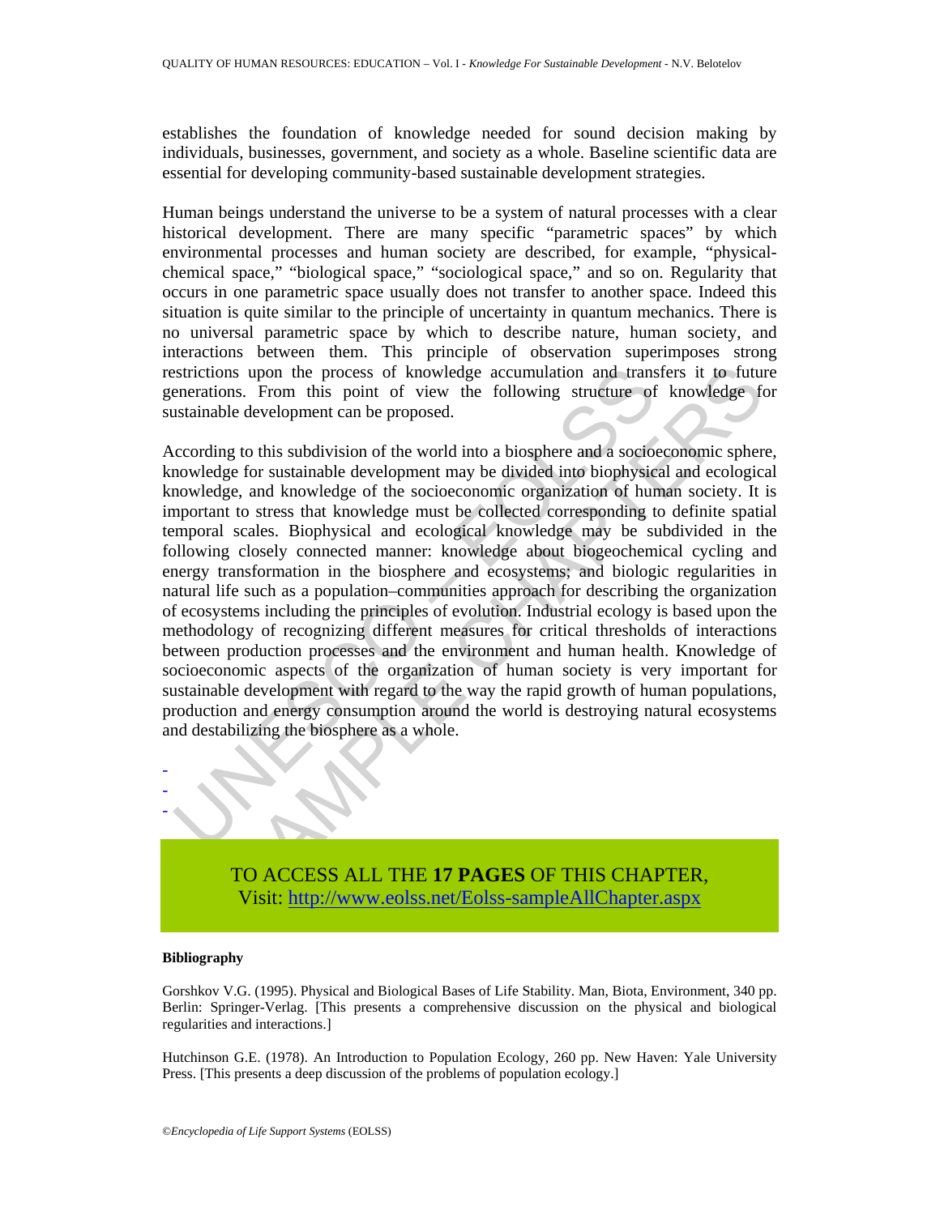establishes the foundation of knowledge needed for sound decision making by individuals, businesses, government, and society as a whole. Baseline scientific data are essential for developing community-based sustainable development strategies.

Human beings understand the universe to be a system of natural processes with a clear historical development. There are many specific "parametric spaces" by which environmental processes and human society are described, for example, "physical-chemical space," "biological space," "sociological space," and so on. Regularity that occurs in one parametric space usually does not transfer to another space. Indeed this situation is quite similar to the principle of uncertainty in quantum mechanics. There is no universal parametric space by which to describe nature, human society, and interactions between them. This principle of observation superimposes strong restrictions upon the process of knowledge accumulation and transfers it to future generations. From this point of view the following structure of knowledge for sustainable development can be proposed.

According to this subdivision of the world into a biosphere and a socioeconomic sphere, knowledge for sustainable development may be divided into biophysical and ecological knowledge, and knowledge of the socioeconomic organization of human society. It is important to stress that knowledge must be collected corresponding to definite spatial temporal scales. Biophysical and ecological knowledge may be subdivided in the following closely connected manner: knowledge about biogeochemical cycling and energy transformation in the biosphere and ecosystems; and biologic regularities in natural life such as a population–communities approach for describing the organization of ecosystems including the principles of evolution. Industrial ecology is based upon the methodology of recognizing different measures for critical thresholds of interactions between production processes and the environment and human health. Knowledge of socioeconomic aspects of the organization of human society is very important for sustainable development with regard to the way the rapid growth of human populations, production and energy consumption around the world is destroying natural ecosystems and destabilizing the biosphere as a whole.

-
-
-

TO ACCESS ALL THE **17 PAGES** OF THIS CHAPTER,
Visit: http://www.eolss.net/Eolss-sampleAllChapter.aspx

**Bibliography**

Gorshkov V.G. (1995). Physical and Biological Bases of Life Stability. Man, Biota, Environment, 340 pp. Berlin: Springer-Verlag. [This presents a comprehensive discussion on the physical and biological regularities and interactions.]

Hutchinson G.E. (1978). An Introduction to Population Ecology, 260 pp. New Haven: Yale University Press. [This presents a deep discussion of the problems of population ecology.]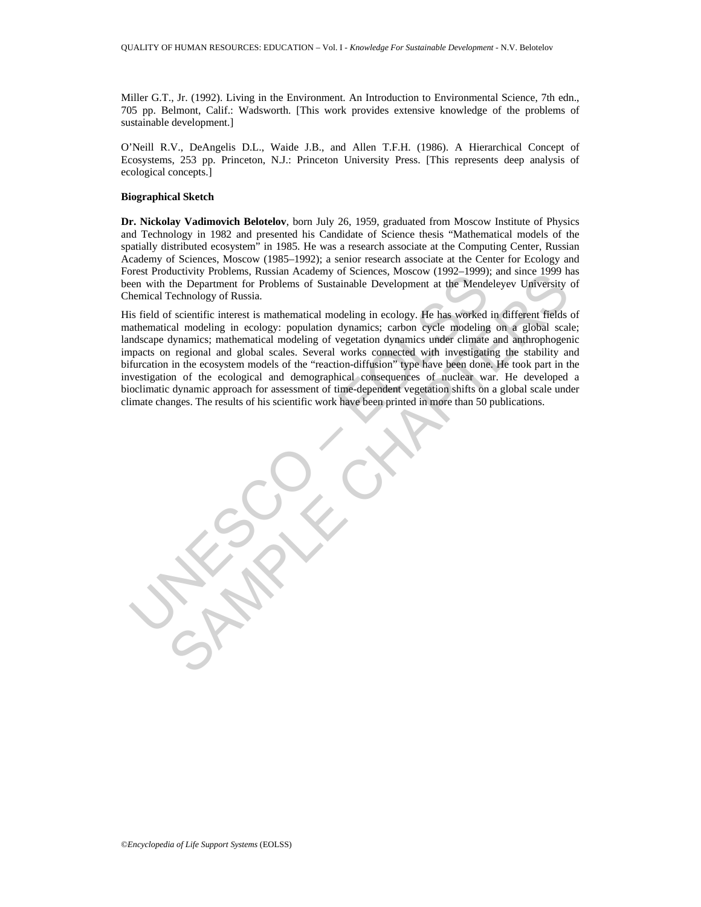Miller G.T., Jr. (1992). Living in the Environment. An Introduction to Environmental Science, 7th edn., 705 pp. Belmont, Calif.: Wadsworth. [This work provides extensive knowledge of the problems of sustainable development.]

O'Neill R.V., DeAngelis D.L., Waide J.B., and Allen T.F.H. (1986). A Hierarchical Concept of Ecosystems, 253 pp. Princeton, N.J.: Princeton University Press. [This represents deep analysis of ecological concepts.]

**Biographical Sketch**

**Dr. Nickolay Vadimovich Belotelov**, born July 26, 1959, graduated from Moscow Institute of Physics and Technology in 1982 and presented his Candidate of Science thesis "Mathematical models of the spatially distributed ecosystem" in 1985. He was a research associate at the Computing Center, Russian Academy of Sciences, Moscow (1985–1992); a senior research associate at the Center for Ecology and Forest Productivity Problems, Russian Academy of Sciences, Moscow (1992–1999); and since 1999 has been with the Department for Problems of Sustainable Development at the Mendeleyev University of Chemical Technology of Russia.

His field of scientific interest is mathematical modeling in ecology. He has worked in different fields of mathematical modeling in ecology: population dynamics; carbon cycle modeling on a global scale; landscape dynamics; mathematical modeling of vegetation dynamics under climate and anthrophogenic impacts on regional and global scales. Several works connected with investigating the stability and bifurcation in the ecosystem models of the "reaction-diffusion" type have been done. He took part in the investigation of the ecological and demographical consequences of nuclear war. He developed a bioclimatic dynamic approach for assessment of time-dependent vegetation shifts on a global scale under climate changes. The results of his scientific work have been printed in more than 50 publications.